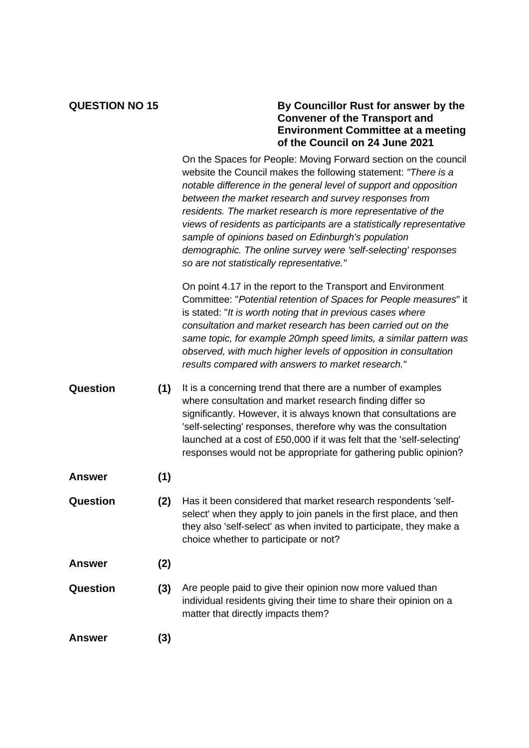**QUESTION NO 15**

**By Councillor Rust for answer by the Convener of the Transport and Environment Committee at a meeting of the Council on 24 June 2021**

On the Spaces for People: Moving Forward section on the council website the Council makes the following statement: *"There is a notable difference in the general level of support and opposition between the market research and survey responses from residents. The market research is more representative of the views of residents as participants are a statistically representative sample of opinions based on Edinburgh's population demographic. The online survey were 'self-selecting' responses so are not statistically representative."*

On point 4.17 in the report to the Transport and Environment Committee: "*Potential retention of Spaces for People measures*" it is stated: "*It is worth noting that in previous cases where consultation and market research has been carried out on the same topic, for example 20mph speed limits, a similar pattern was observed, with much higher levels of opposition in consultation results compared with answers to market research.*"

**Question (1)** It is a concerning trend that there are a number of examples where consultation and market research finding differ so significantly. However, it is always known that consultations are 'self-selecting' responses, therefore why was the consultation launched at a cost of £50,000 if it was felt that the 'self-selecting' responses would not be appropriate for gathering public opinion?

**Answer (1)**

**Question (2)** Has it been considered that market research respondents 'self-select' when they apply to join panels in the first place, and then they also 'self-select' as when invited to participate, they make a choice whether to participate or not?

**Answer (2)**

**Question (3)** Are people paid to give their opinion now more valued than individual residents giving their time to share their opinion on a matter that directly impacts them?

**Answer (3)**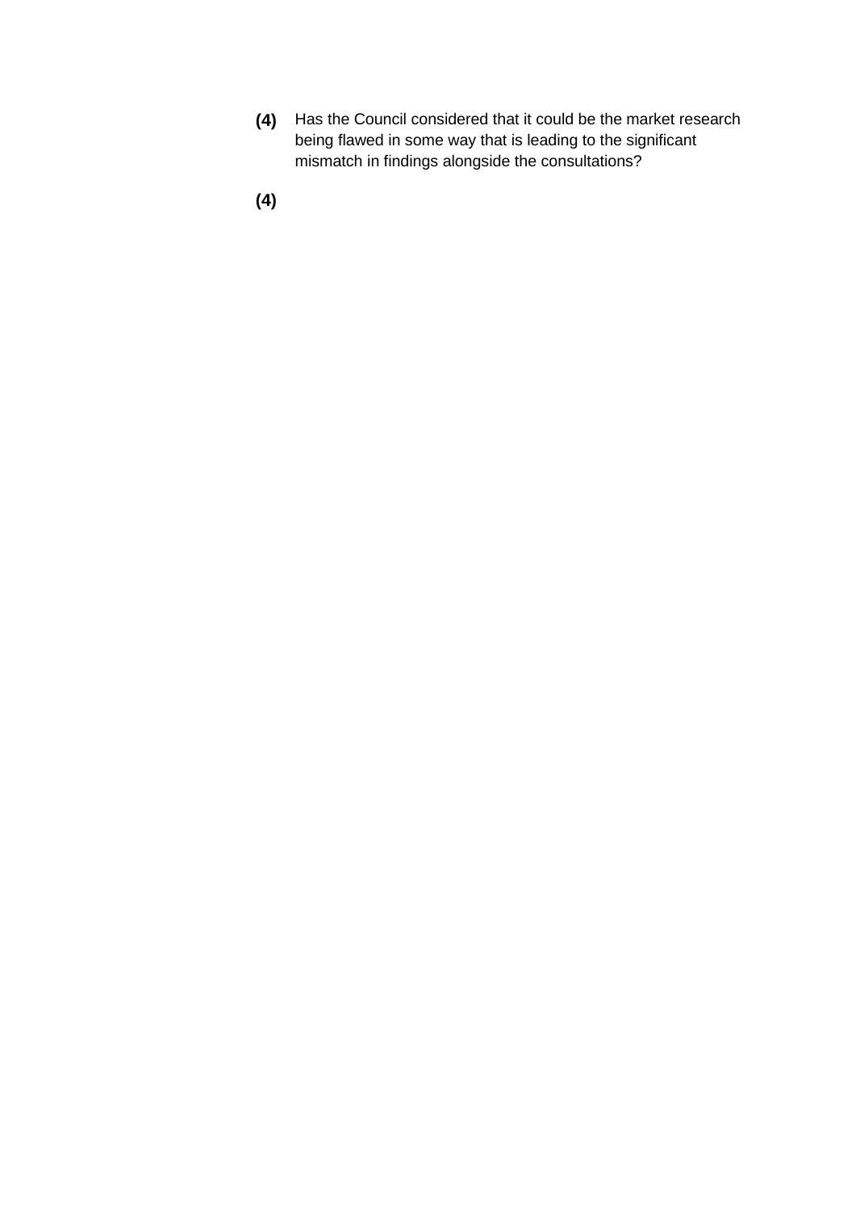**(4)** Has the Council considered that it could be the market research being flawed in some way that is leading to the significant mismatch in findings alongside the consultations?

**(4)**